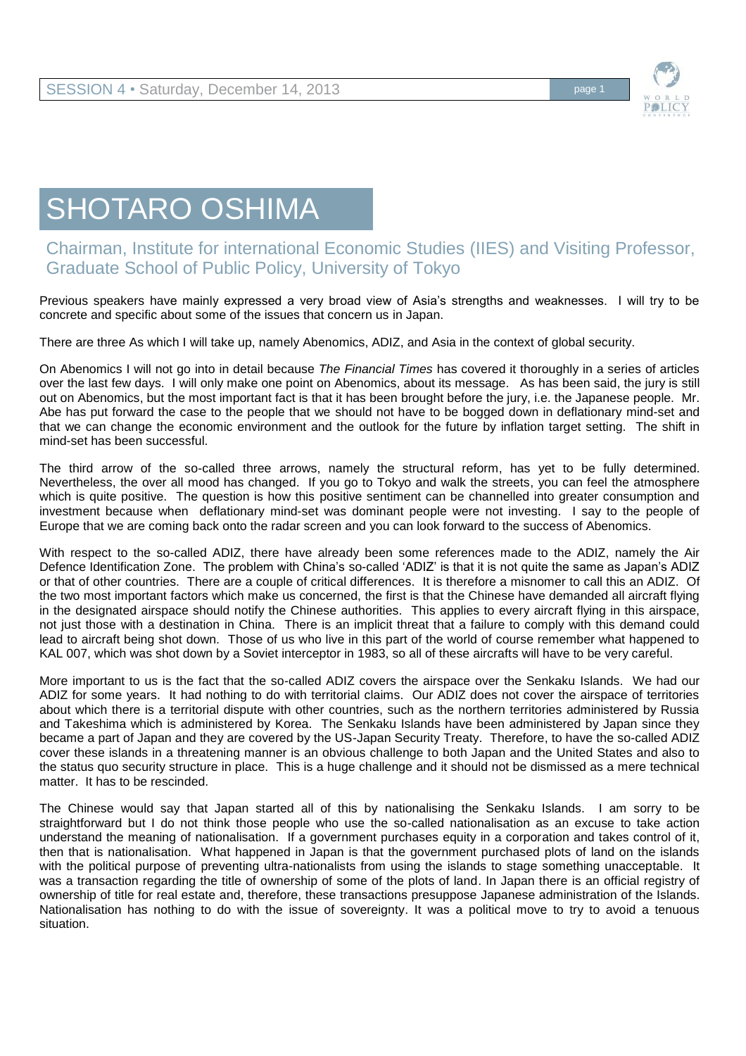# SHOTARO OSHIMA

## Chairman, Institute for international Economic Studies (IIES) and Visiting Professor, Graduate School of Public Policy, University of Tokyo

Previous speakers have mainly expressed a very broad view of Asia's strengths and weaknesses. I will try to be concrete and specific about some of the issues that concern us in Japan.

There are three As which I will take up, namely Abenomics, ADIZ, and Asia in the context of global security.

On Abenomics I will not go into in detail because *The Financial Times* has covered it thoroughly in a series of articles over the last few days. I will only make one point on Abenomics, about its message. As has been said, the jury is still out on Abenomics, but the most important fact is that it has been brought before the jury, i.e. the Japanese people. Mr. Abe has put forward the case to the people that we should not have to be bogged down in deflationary mind-set and that we can change the economic environment and the outlook for the future by inflation target setting. The shift in mind-set has been successful.

The third arrow of the so-called three arrows, namely the structural reform, has yet to be fully determined. Nevertheless, the over all mood has changed. If you go to Tokyo and walk the streets, you can feel the atmosphere which is quite positive. The question is how this positive sentiment can be channelled into greater consumption and investment because when deflationary mind-set was dominant people were not investing. I say to the people of Europe that we are coming back onto the radar screen and you can look forward to the success of Abenomics.

With respect to the so-called ADIZ, there have already been some references made to the ADIZ, namely the Air Defence Identification Zone. The problem with China's so-called 'ADIZ' is that it is not quite the same as Japan's ADIZ or that of other countries. There are a couple of critical differences. It is therefore a misnomer to call this an ADIZ. Of the two most important factors which make us concerned, the first is that the Chinese have demanded all aircraft flying in the designated airspace should notify the Chinese authorities. This applies to every aircraft flying in this airspace, not just those with a destination in China. There is an implicit threat that a failure to comply with this demand could lead to aircraft being shot down. Those of us who live in this part of the world of course remember what happened to KAL 007, which was shot down by a Soviet interceptor in 1983, so all of these aircrafts will have to be very careful.

More important to us is the fact that the so-called ADIZ covers the airspace over the Senkaku Islands. We had our ADIZ for some years. It had nothing to do with territorial claims. Our ADIZ does not cover the airspace of territories about which there is a territorial dispute with other countries, such as the northern territories administered by Russia and Takeshima which is administered by Korea. The Senkaku Islands have been administered by Japan since they became a part of Japan and they are covered by the US-Japan Security Treaty. Therefore, to have the so-called ADIZ cover these islands in a threatening manner is an obvious challenge to both Japan and the United States and also to the status quo security structure in place. This is a huge challenge and it should not be dismissed as a mere technical matter. It has to be rescinded.

The Chinese would say that Japan started all of this by nationalising the Senkaku Islands. I am sorry to be straightforward but I do not think those people who use the so-called nationalisation as an excuse to take action understand the meaning of nationalisation. If a government purchases equity in a corporation and takes control of it, then that is nationalisation. What happened in Japan is that the government purchased plots of land on the islands with the political purpose of preventing ultra-nationalists from using the islands to stage something unacceptable. It was a transaction regarding the title of ownership of some of the plots of land. In Japan there is an official registry of ownership of title for real estate and, therefore, these transactions presuppose Japanese administration of the Islands. Nationalisation has nothing to do with the issue of sovereignty. It was a political move to try to avoid a tenuous situation.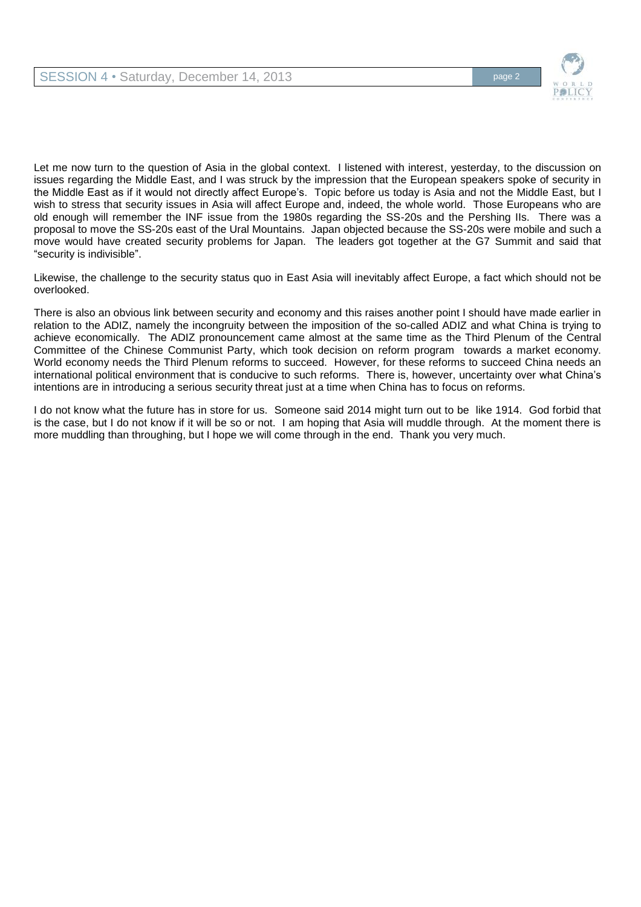Let me now turn to the question of Asia in the global context. I listened with interest, yesterday, to the discussion on issues regarding the Middle East, and I was struck by the impression that the European speakers spoke of security in the Middle East as if it would not directly affect Europe's. Topic before us today is Asia and not the Middle East, but I wish to stress that security issues in Asia will affect Europe and, indeed, the whole world. Those Europeans who are old enough will remember the INF issue from the 1980s regarding the SS-20s and the Pershing IIs. There was a proposal to move the SS-20s east of the Ural Mountains. Japan objected because the SS-20s were mobile and such a move would have created security problems for Japan. The leaders got together at the G7 Summit and said that "security is indivisible".

Likewise, the challenge to the security status quo in East Asia will inevitably affect Europe, a fact which should not be overlooked.

There is also an obvious link between security and economy and this raises another point I should have made earlier in relation to the ADIZ, namely the incongruity between the imposition of the so-called ADIZ and what China is trying to achieve economically. The ADIZ pronouncement came almost at the same time as the Third Plenum of the Central Committee of the Chinese Communist Party, which took decision on reform program towards a market economy. World economy needs the Third Plenum reforms to succeed. However, for these reforms to succeed China needs an international political environment that is conducive to such reforms. There is, however, uncertainty over what China's intentions are in introducing a serious security threat just at a time when China has to focus on reforms.

I do not know what the future has in store for us. Someone said 2014 might turn out to be like 1914. God forbid that is the case, but I do not know if it will be so or not. I am hoping that Asia will muddle through. At the moment there is more muddling than throughing, but I hope we will come through in the end. Thank you very much.